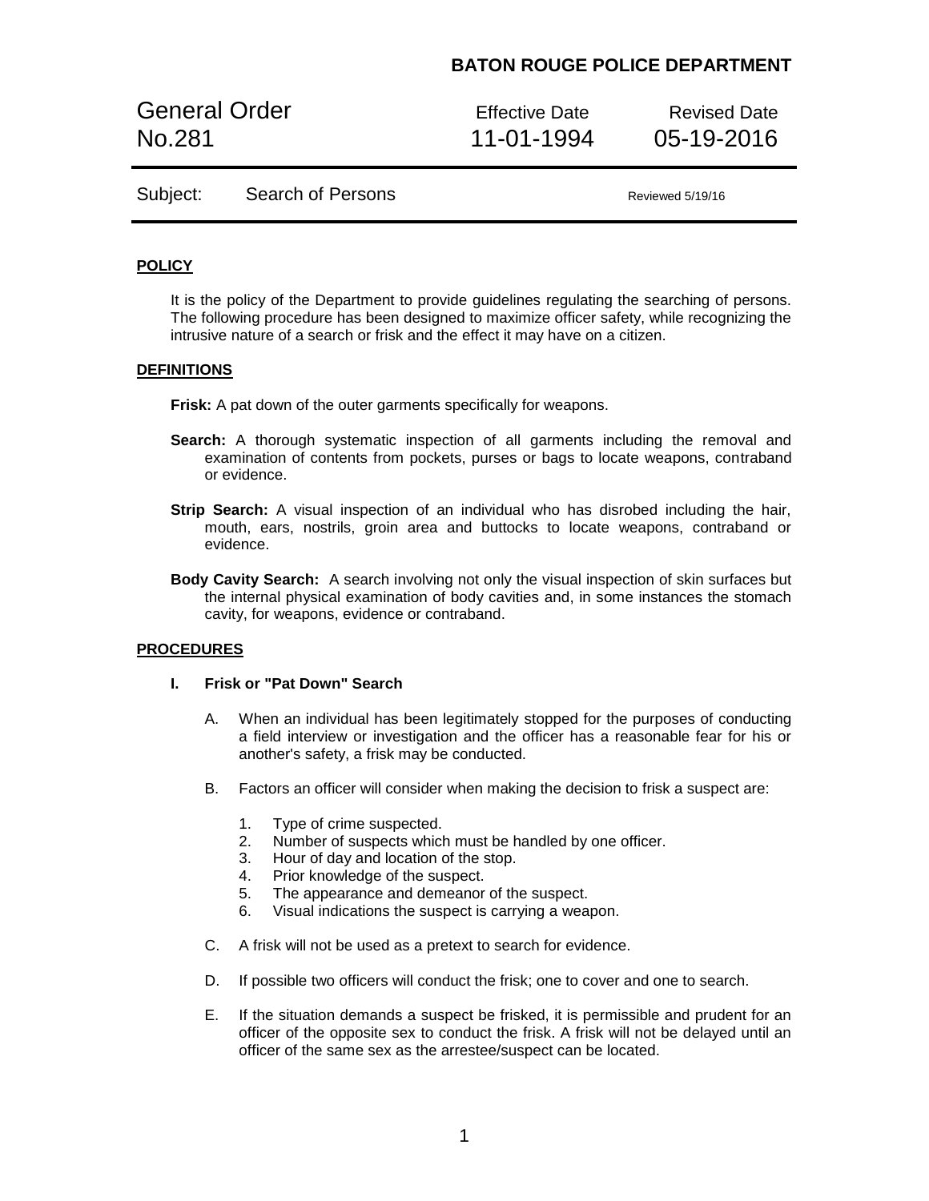# BATON ROUGE POLICE DEPARTMENT

| General Order No.281 | Effective Date 11-01-1994 | Revised Date 05-19-2016 |
| --- | --- | --- |

Subject: Search of Persons — Reviewed 5/19/16

## POLICY

It is the policy of the Department to provide guidelines regulating the searching of persons. The following procedure has been designed to maximize officer safety, while recognizing the intrusive nature of a search or frisk and the effect it may have on a citizen.

## DEFINITIONS

**Frisk:** A pat down of the outer garments specifically for weapons.

**Search:** A thorough systematic inspection of all garments including the removal and examination of contents from pockets, purses or bags to locate weapons, contraband or evidence.

**Strip Search:** A visual inspection of an individual who has disrobed including the hair, mouth, ears, nostrils, groin area and buttocks to locate weapons, contraband or evidence.

**Body Cavity Search:** A search involving not only the visual inspection of skin surfaces but the internal physical examination of body cavities and, in some instances the stomach cavity, for weapons, evidence or contraband.

## PROCEDURES

### I. Frisk or "Pat Down" Search

A. When an individual has been legitimately stopped for the purposes of conducting a field interview or investigation and the officer has a reasonable fear for his or another's safety, a frisk may be conducted.

B. Factors an officer will consider when making the decision to frisk a suspect are:

1. Type of crime suspected.
2. Number of suspects which must be handled by one officer.
3. Hour of day and location of the stop.
4. Prior knowledge of the suspect.
5. The appearance and demeanor of the suspect.
6. Visual indications the suspect is carrying a weapon.

C. A frisk will not be used as a pretext to search for evidence.

D. If possible two officers will conduct the frisk; one to cover and one to search.

E. If the situation demands a suspect be frisked, it is permissible and prudent for an officer of the opposite sex to conduct the frisk. A frisk will not be delayed until an officer of the same sex as the arrestee/suspect can be located.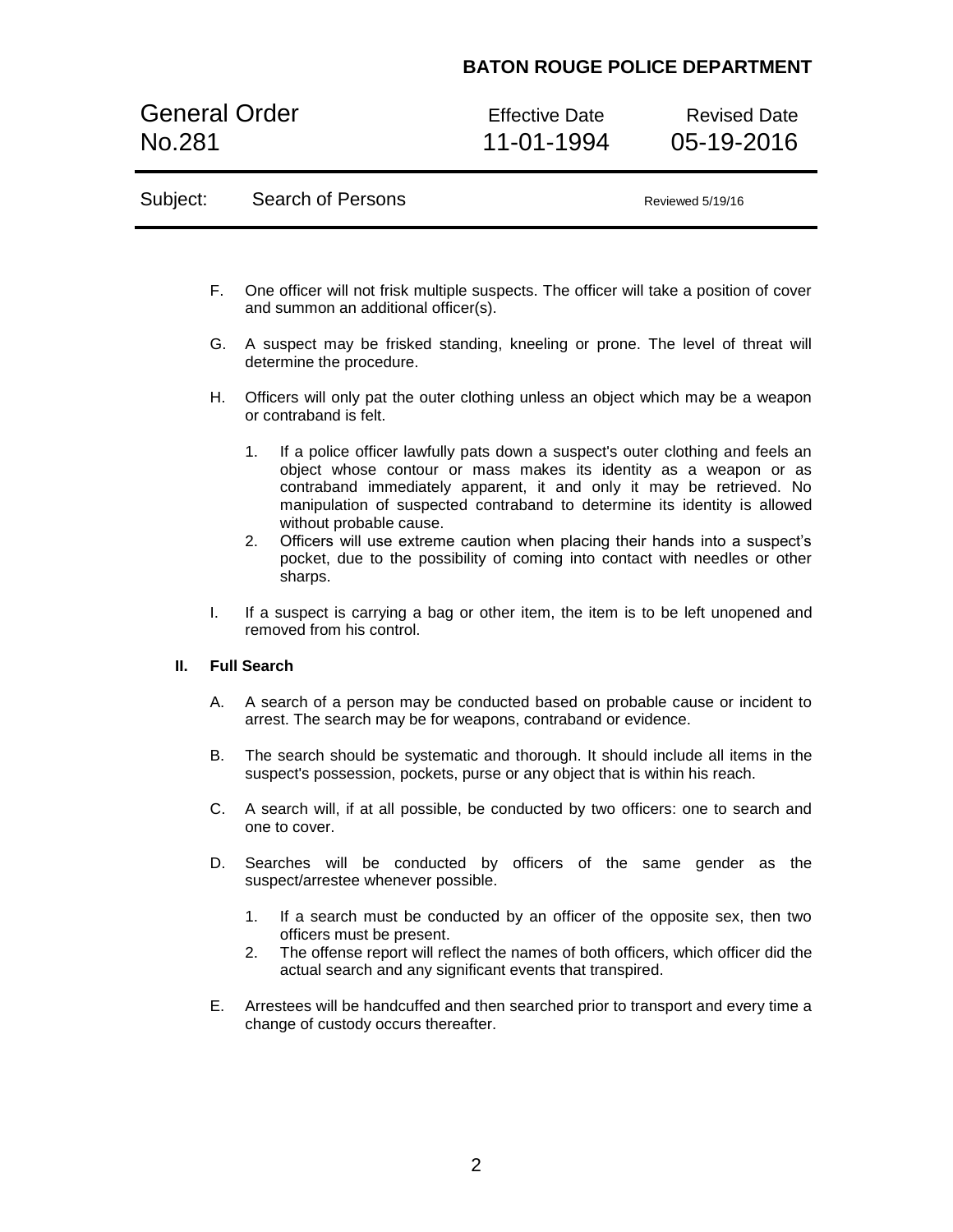F. One officer will not frisk multiple suspects. The officer will take a position of cover and summon an additional officer(s).

G. A suspect may be frisked standing, kneeling or prone. The level of threat will determine the procedure.

H. Officers will only pat the outer clothing unless an object which may be a weapon or contraband is felt.

   1. If a police officer lawfully pats down a suspect's outer clothing and feels an object whose contour or mass makes its identity as a weapon or as contraband immediately apparent, it and only it may be retrieved. No manipulation of suspected contraband to determine its identity is allowed without probable cause.
   2. Officers will use extreme caution when placing their hands into a suspect's pocket, due to the possibility of coming into contact with needles or other sharps.

I. If a suspect is carrying a bag or other item, the item is to be left unopened and removed from his control.

**II. Full Search**

A. A search of a person may be conducted based on probable cause or incident to arrest. The search may be for weapons, contraband or evidence.

B. The search should be systematic and thorough. It should include all items in the suspect's possession, pockets, purse or any object that is within his reach.

C. A search will, if at all possible, be conducted by two officers: one to search and one to cover.

D. Searches will be conducted by officers of the same gender as the suspect/arrestee whenever possible.

   1. If a search must be conducted by an officer of the opposite sex, then two officers must be present.
   2. The offense report will reflect the names of both officers, which officer did the actual search and any significant events that transpired.

E. Arrestees will be handcuffed and then searched prior to transport and every time a change of custody occurs thereafter.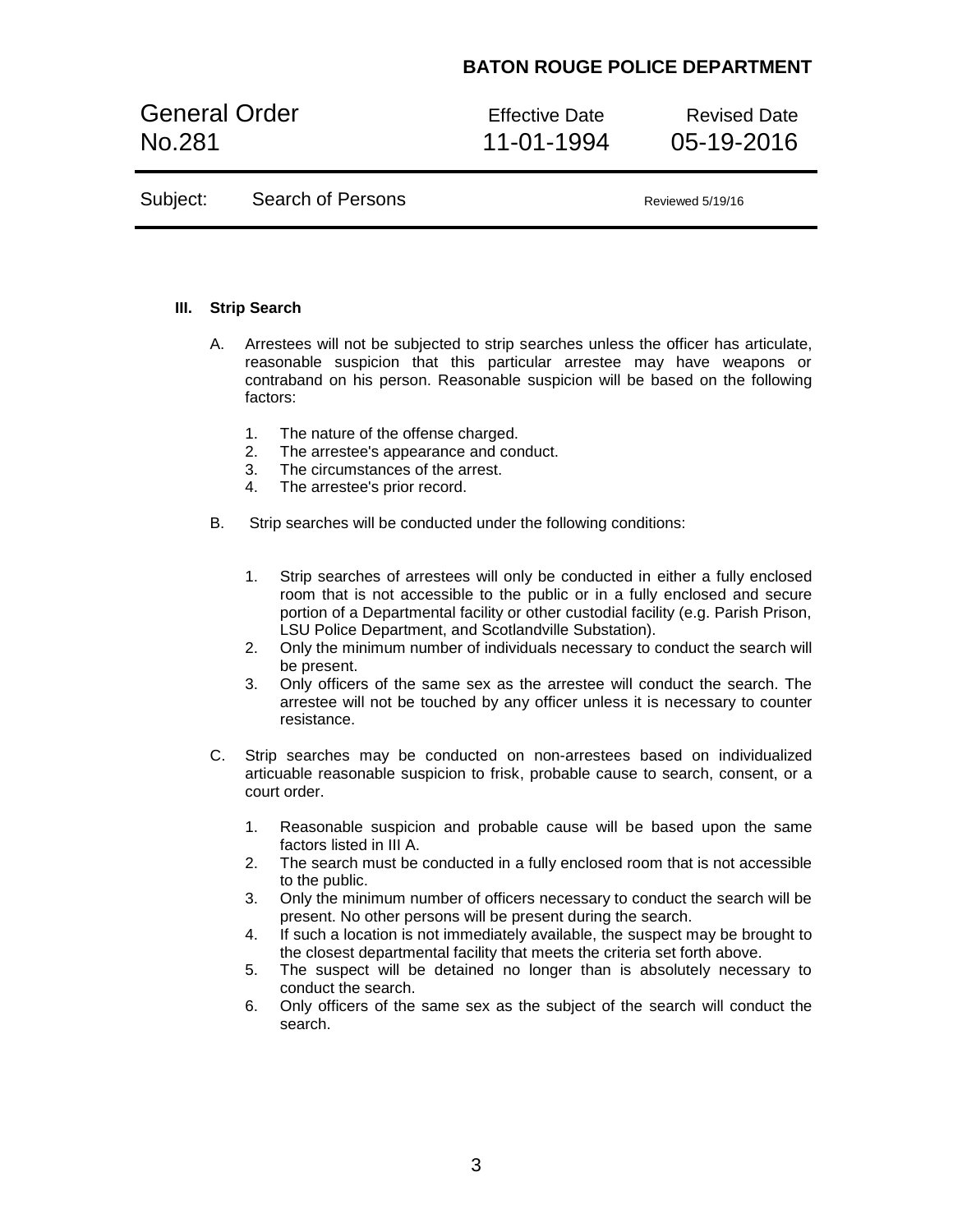## III. Strip Search

A. Arrestees will not be subjected to strip searches unless the officer has articulate, reasonable suspicion that this particular arrestee may have weapons or contraband on his person. Reasonable suspicion will be based on the following factors:

1. The nature of the offense charged.
2. The arrestee's appearance and conduct.
3. The circumstances of the arrest.
4. The arrestee's prior record.

B. Strip searches will be conducted under the following conditions:

1. Strip searches of arrestees will only be conducted in either a fully enclosed room that is not accessible to the public or in a fully enclosed and secure portion of a Departmental facility or other custodial facility (e.g. Parish Prison, LSU Police Department, and Scotlandville Substation).
2. Only the minimum number of individuals necessary to conduct the search will be present.
3. Only officers of the same sex as the arrestee will conduct the search. The arrestee will not be touched by any officer unless it is necessary to counter resistance.

C. Strip searches may be conducted on non-arrestees based on individualized articuable reasonable suspicion to frisk, probable cause to search, consent, or a court order.

1. Reasonable suspicion and probable cause will be based upon the same factors listed in III A.
2. The search must be conducted in a fully enclosed room that is not accessible to the public.
3. Only the minimum number of officers necessary to conduct the search will be present. No other persons will be present during the search.
4. If such a location is not immediately available, the suspect may be brought to the closest departmental facility that meets the criteria set forth above.
5. The suspect will be detained no longer than is absolutely necessary to conduct the search.
6. Only officers of the same sex as the subject of the search will conduct the search.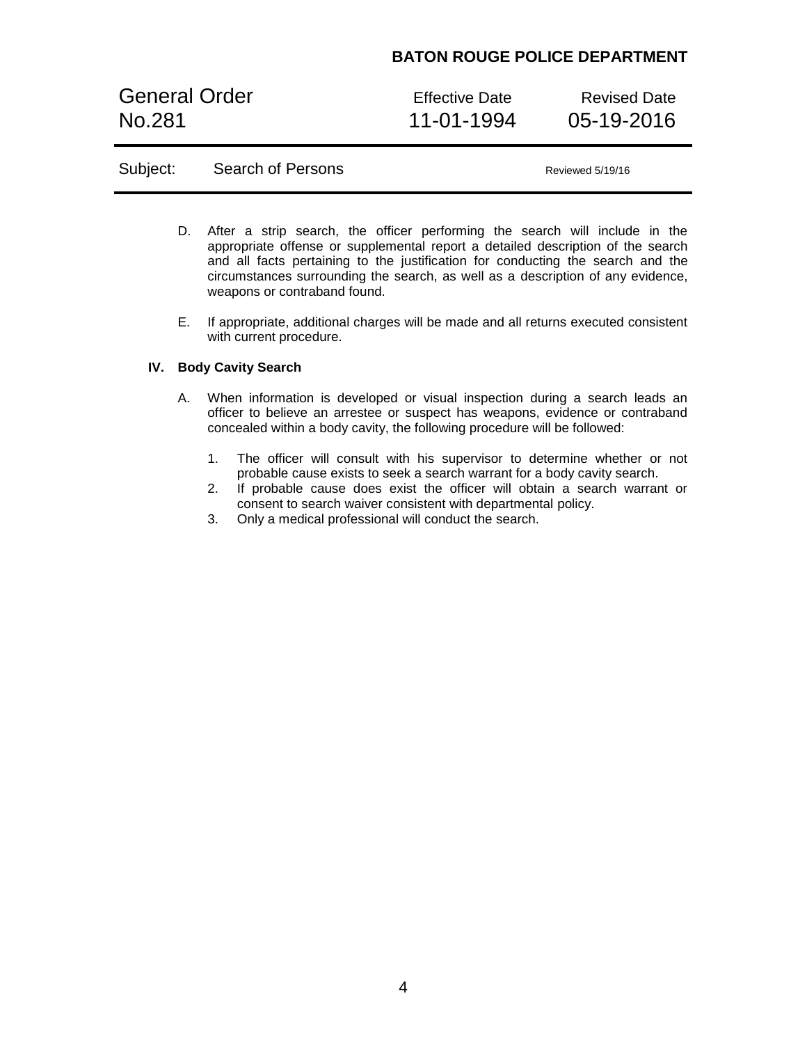D. After a strip search, the officer performing the search will include in the appropriate offense or supplemental report a detailed description of the search and all facts pertaining to the justification for conducting the search and the circumstances surrounding the search, as well as a description of any evidence, weapons or contraband found.

E. If appropriate, additional charges will be made and all returns executed consistent with current procedure.

**IV. Body Cavity Search**

A. When information is developed or visual inspection during a search leads an officer to believe an arrestee or suspect has weapons, evidence or contraband concealed within a body cavity, the following procedure will be followed:

1. The officer will consult with his supervisor to determine whether or not probable cause exists to seek a search warrant for a body cavity search.
2. If probable cause does exist the officer will obtain a search warrant or consent to search waiver consistent with departmental policy.
3. Only a medical professional will conduct the search.